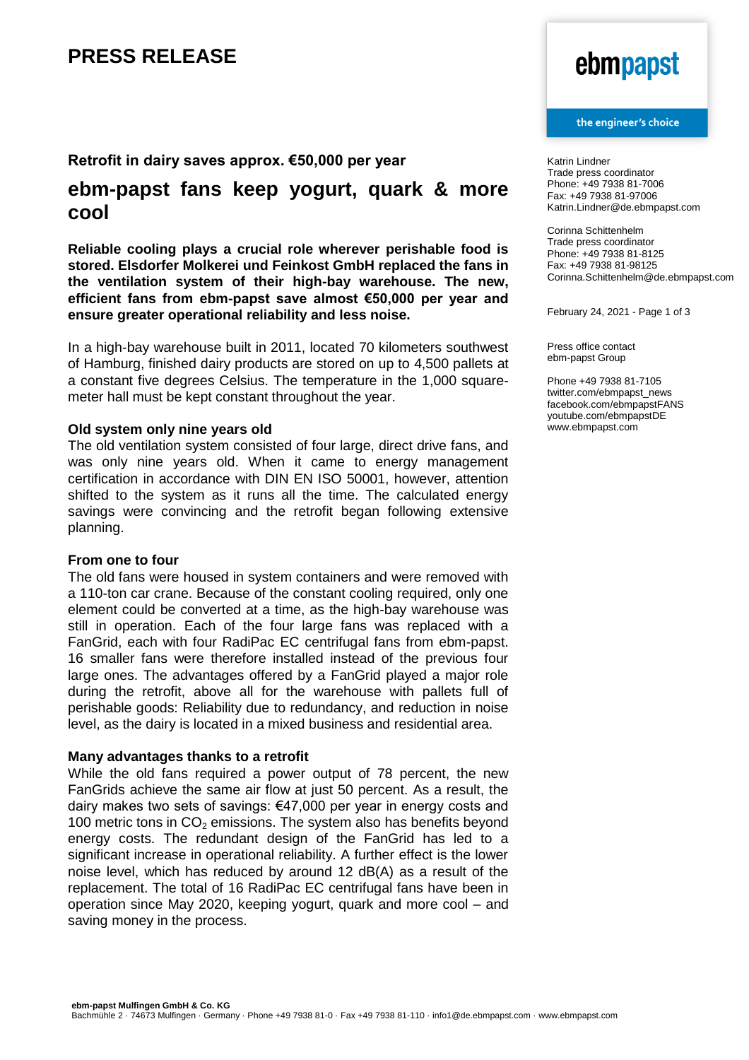# PRESS RELEASE

ebmpapst

the engineer's choice

Katrin Lindner
Trade press coordinator
Phone: +49 7938 81-7006
Fax: +49 7938 81-97006
Katrin.Lindner@de.ebmpapst.com

Corinna Schittenhelm
Trade press coordinator
Phone: +49 7938 81-8125
Fax: +49 7938 81-98125
Corinna.Schittenhelm@de.ebmpapst.com

February 24, 2021 - Page 1 of 3

Press office contact
ebm-papst Group

Phone +49 7938 81-7105
twitter.com/ebmpapst_news
facebook.com/ebmpapstFANS
youtube.com/ebmpapstDE
www.ebmpapst.com

**Retrofit in dairy saves approx. €50,000 per year**

## ebm-papst fans keep yogurt, quark & more cool

**Reliable cooling plays a crucial role wherever perishable food is stored. Elsdorfer Molkerei und Feinkost GmbH replaced the fans in the ventilation system of their high-bay warehouse. The new, efficient fans from ebm-papst save almost €50,000 per year and ensure greater operational reliability and less noise.**

In a high-bay warehouse built in 2011, located 70 kilometers southwest of Hamburg, finished dairy products are stored on up to 4,500 pallets at a constant five degrees Celsius. The temperature in the 1,000 square-meter hall must be kept constant throughout the year.

### Old system only nine years old

The old ventilation system consisted of four large, direct drive fans, and was only nine years old. When it came to energy management certification in accordance with DIN EN ISO 50001, however, attention shifted to the system as it runs all the time. The calculated energy savings were convincing and the retrofit began following extensive planning.

### From one to four

The old fans were housed in system containers and were removed with a 110-ton car crane. Because of the constant cooling required, only one element could be converted at a time, as the high-bay warehouse was still in operation. Each of the four large fans was replaced with a FanGrid, each with four RadiPac EC centrifugal fans from ebm-papst. 16 smaller fans were therefore installed instead of the previous four large ones. The advantages offered by a FanGrid played a major role during the retrofit, above all for the warehouse with pallets full of perishable goods: Reliability due to redundancy, and reduction in noise level, as the dairy is located in a mixed business and residential area.

### Many advantages thanks to a retrofit

While the old fans required a power output of 78 percent, the new FanGrids achieve the same air flow at just 50 percent. As a result, the dairy makes two sets of savings: €47,000 per year in energy costs and 100 metric tons in $CO_2$ emissions. The system also has benefits beyond energy costs. The redundant design of the FanGrid has led to a significant increase in operational reliability. A further effect is the lower noise level, which has reduced by around 12 dB(A) as a result of the replacement. The total of 16 RadiPac EC centrifugal fans have been in operation since May 2020, keeping yogurt, quark and more cool – and saving money in the process.

**ebm-papst Mulfingen GmbH & Co. KG**
Bachmühle 2 · 74673 Mulfingen · Germany · Phone +49 7938 81-0 · Fax +49 7938 81-110 · info1@de.ebmpapst.com · www.ebmpapst.com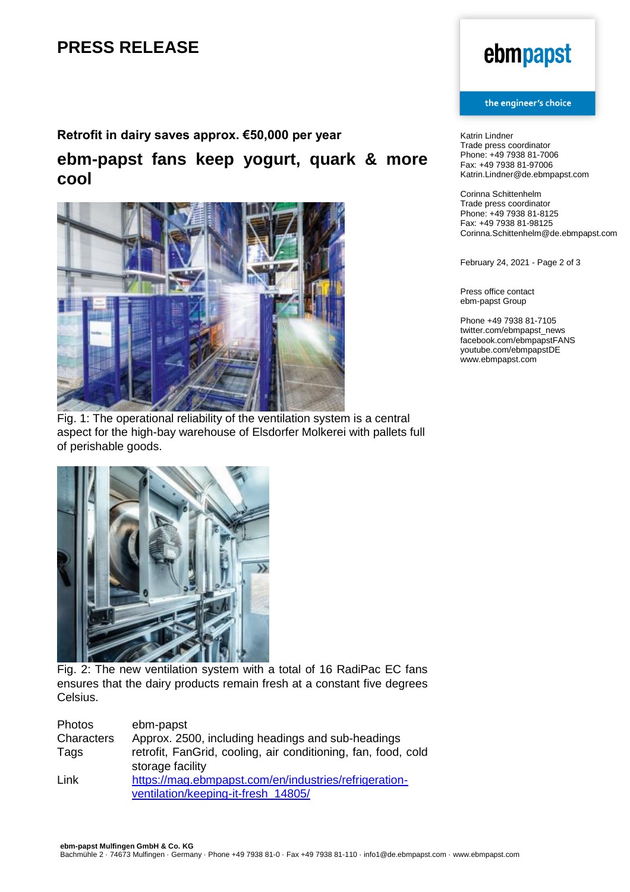# PRESS RELEASE

**Retrofit in dairy saves approx. €50,000 per year**

## ebm-papst fans keep yogurt, quark & more cool

Fig. 1: The operational reliability of the ventilation system is a central aspect for the high-bay warehouse of Elsdorfer Molkerei with pallets full of perishable goods.

Fig. 2: The new ventilation system with a total of 16 RadiPac EC fans ensures that the dairy products remain fresh at a constant five degrees Celsius.

| | |
|---|---|
| Photos | ebm-papst |
| Characters | Approx. 2500, including headings and sub-headings |
| Tags | retrofit, FanGrid, cooling, air conditioning, fan, food, cold storage facility |
| Link | https://mag.ebmpapst.com/en/industries/refrigeration-ventilation/keeping-it-fresh_14805/ |

Katrin Lindner
Trade press coordinator
Phone: +49 7938 81-7006
Fax: +49 7938 81-97006
Katrin.Lindner@de.ebmpapst.com

Corinna Schittenhelm
Trade press coordinator
Phone: +49 7938 81-8125
Fax: +49 7938 81-98125
Corinna.Schittenhelm@de.ebmpapst.com

February 24, 2021

Press office contact
ebm-papst Group

Phone +49 7938 81-7105
twitter.com/ebmpapst_news
facebook.com/ebmpapstFANS
youtube.com/ebmpapstDE
www.ebmpapst.com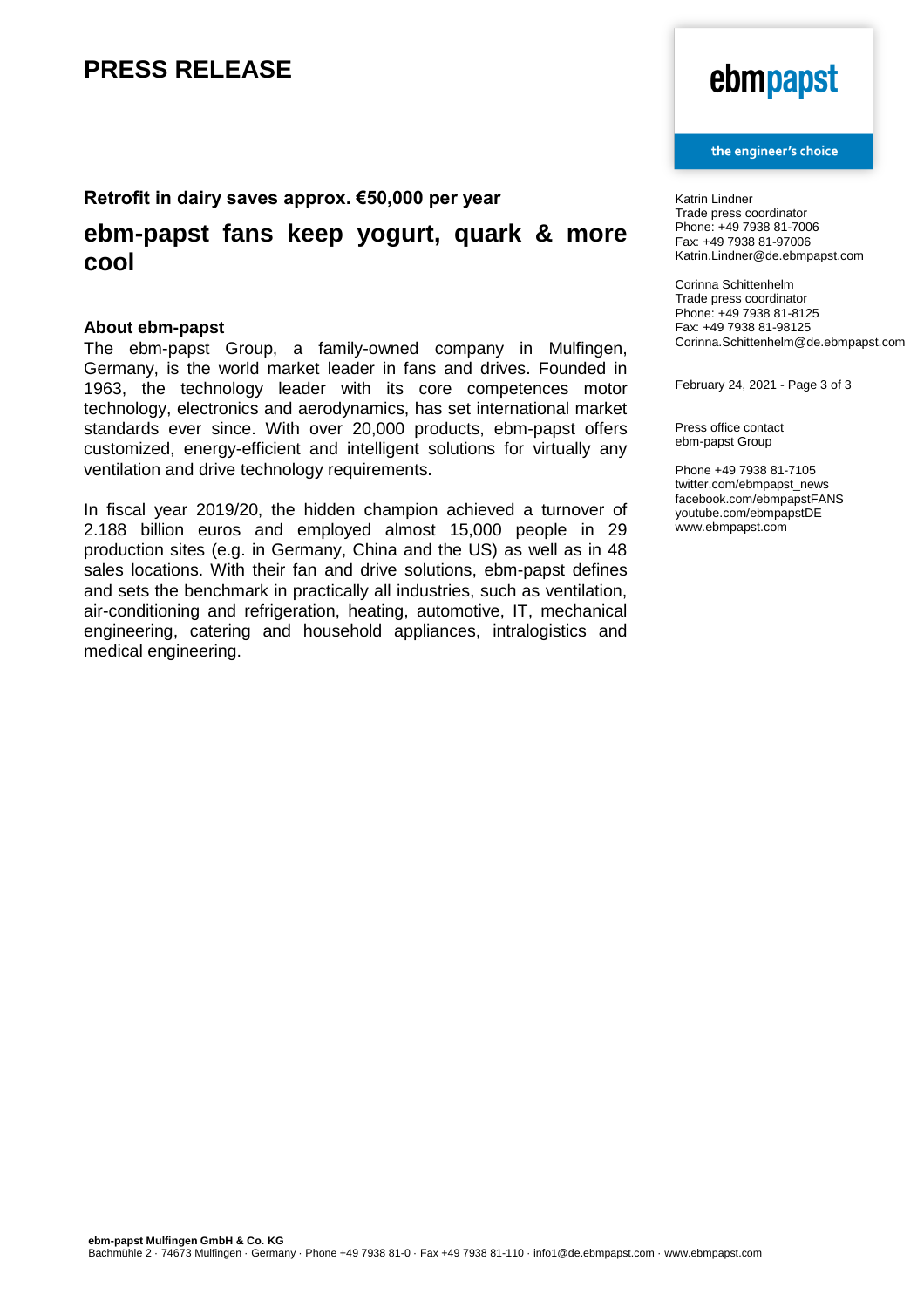# PRESS RELEASE

**Retrofit in dairy saves approx. €50,000 per year**

## ebm-papst fans keep yogurt, quark & more cool

Katrin Lindner
Trade press coordinator
Phone: +49 7938 81-7006
Fax: +49 7938 81-97006
Katrin.Lindner@de.ebmpapst.com

Corinna Schittenhelm
Trade press coordinator
Phone: +49 7938 81-8125
Fax: +49 7938 81-98125
Corinna.Schittenhelm@de.ebmpapst.com

February 24, 2021

Press office contact
ebm-papst Group

Phone +49 7938 81-7105
twitter.com/ebmpapst_news
facebook.com/ebmpapstFANS
youtube.com/ebmpapstDE
www.ebmpapst.com

**About ebm-papst**

The ebm-papst Group, a family-owned company in Mulfingen, Germany, is the world market leader in fans and drives. Founded in 1963, the technology leader with its core competences motor technology, electronics and aerodynamics, has set international market standards ever since. With over 20,000 products, ebm-papst offers customized, energy-efficient and intelligent solutions for virtually any ventilation and drive technology requirements.

In fiscal year 2019/20, the hidden champion achieved a turnover of 2.188 billion euros and employed almost 15,000 people in 29 production sites (e.g. in Germany, China and the US) as well as in 48 sales locations. With their fan and drive solutions, ebm-papst defines and sets the benchmark in practically all industries, such as ventilation, air-conditioning and refrigeration, heating, automotive, IT, mechanical engineering, catering and household appliances, intralogistics and medical engineering.

**ebm-papst Mulfingen GmbH & Co. KG**
Bachmühle 2 · 74673 Mulfingen · Germany · Phone +49 7938 81-0 · Fax +49 7938 81-110 · info1@de.ebmpapst.com · www.ebmpapst.com